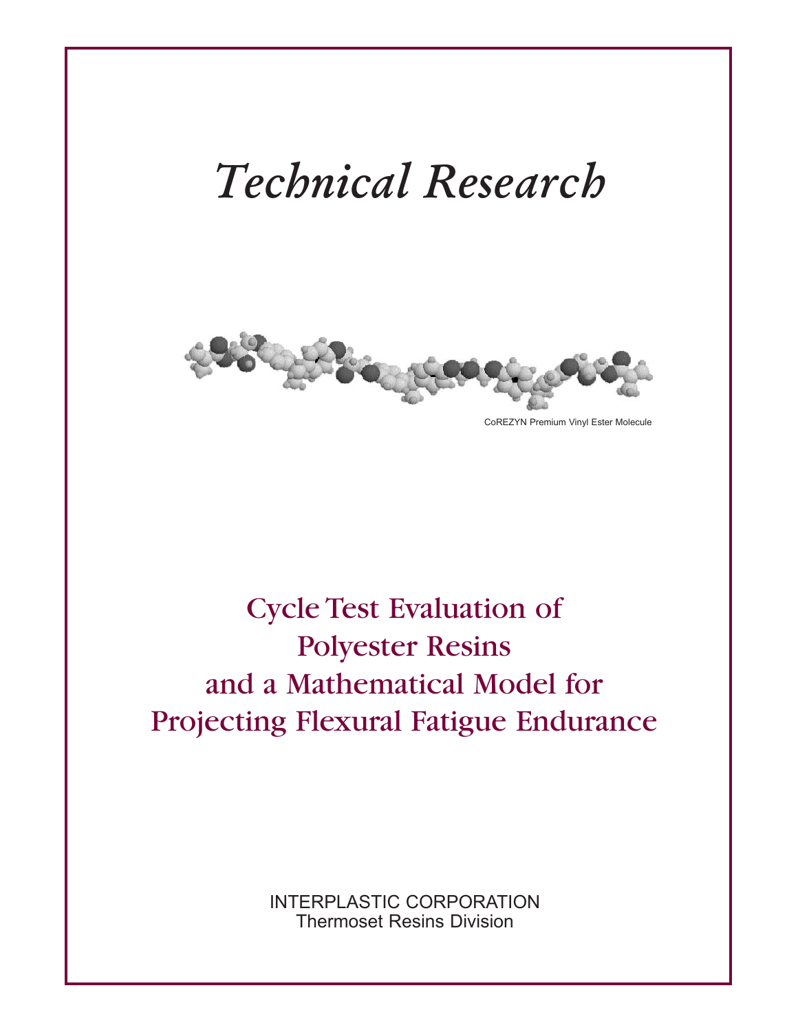# *Technical Research*

CoREZYN Premium Vinyl Ester Molecule

## Cycle Test Evaluation of Polyester Resins and a Mathematical Model for Projecting Flexural Fatigue Endurance

INTERPLASTIC CORPORATION
Thermoset Resins Division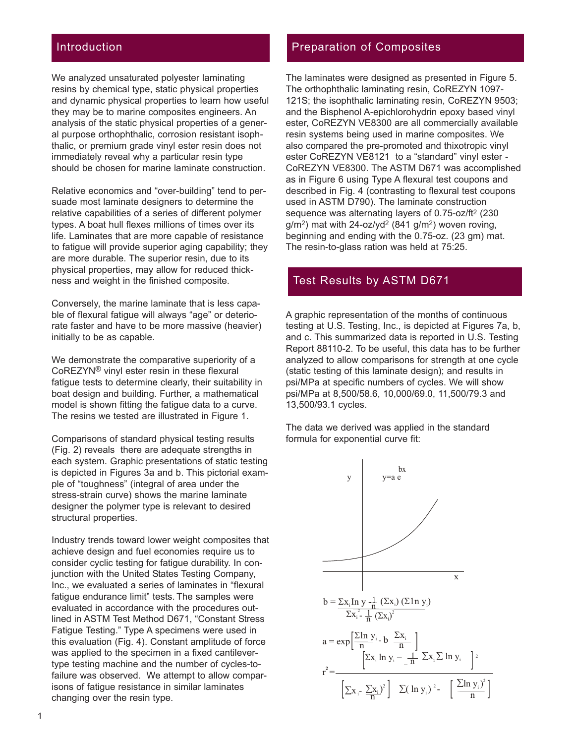## Introduction

We analyzed unsaturated polyester laminating resins by chemical type, static physical properties and dynamic physical properties to learn how useful they may be to marine composites engineers. An analysis of the static physical properties of a general purpose orthophthalic, corrosion resistant isophthalic, or premium grade vinyl ester resin does not immediately reveal why a particular resin type should be chosen for marine laminate construction.

Relative economics and "over-building" tend to persuade most laminate designers to determine the relative capabilities of a series of different polymer types. A boat hull flexes millions of times over its life. Laminates that are more capable of resistance to fatigue will provide superior aging capability; they are more durable. The superior resin, due to its physical properties, may allow for reduced thickness and weight in the finished composite.

Conversely, the marine laminate that is less capable of flexural fatigue will always "age" or deteriorate faster and have to be more massive (heavier) initially to be as capable.

We demonstrate the comparative superiority of a CoREZYN® vinyl ester resin in these flexural fatigue tests to determine clearly, their suitability in boat design and building. Further, a mathematical model is shown fitting the fatigue data to a curve. The resins we tested are illustrated in Figure 1.

Comparisons of standard physical testing results (Fig. 2) reveals there are adequate strengths in each system. Graphic presentations of static testing is depicted in Figures 3a and b. This pictorial example of "toughness" (integral of area under the stress-strain curve) shows the marine laminate designer the polymer type is relevant to desired structural properties.

Industry trends toward lower weight composites that achieve design and fuel economies require us to consider cyclic testing for fatigue durability. In conjunction with the United States Testing Company, Inc., we evaluated a series of laminates in "flexural fatigue endurance limit" tests. The samples were evaluated in accordance with the procedures outlined in ASTM Test Method D671, "Constant Stress Fatigue Testing." Type A specimens were used in this evaluation (Fig. 4). Constant amplitude of force was applied to the specimen in a fixed cantilever-type testing machine and the number of cycles-to-failure was observed. We attempt to allow comparisons of fatigue resistance in similar laminates changing over the resin type.

## Preparation of Composites

The laminates were designed as presented in Figure 5. The orthophthalic laminating resin, CoREZYN 1097-121S; the isophthalic laminating resin, CoREZYN 9503; and the Bisphenol A-epichlorohydrin epoxy based vinyl ester, CoREZYN VE8300 are all commercially available resin systems being used in marine composites. We also compared the pre-promoted and thixotropic vinyl ester CoREZYN VE8121 to a "standard" vinyl ester - CoREZYN VE8300. The ASTM D671 was accomplished as in Figure 6 using Type A flexural test coupons and described in Fig. 4 (contrasting to flexural test coupons used in ASTM D790). The laminate construction sequence was alternating layers of 0.75-oz/ft$^2$ (230 g/m$^2$) mat with 24-oz/yd$^2$ (841 g/m$^2$) woven roving, beginning and ending with the 0.75-oz. (23 gm) mat. The resin-to-glass ration was held at 75:25.

## Test Results by ASTM D671

A graphic representation of the months of continuous testing at U.S. Testing, Inc., is depicted at Figures 7a, b, and c. This summarized data is reported in U.S. Testing Report 88110-2. To be useful, this data has to be further analyzed to allow comparisons for strength at one cycle (static testing of this laminate design); and results in psi/MPa at specific numbers of cycles. We will show psi/MPa at 8,500/58.6, 10,000/69.0, 11,500/79.3 and 13,500/93.1 cycles.

The data we derived was applied in the standard formula for exponential curve fit:

$$y = a e^{bx}$$

$$b = \frac{\sum x_i \ln y_i - \frac{1}{n}(\sum x_i)(\sum \ln y_i)}{\sum x_i^2 - \frac{1}{n}(\sum x_i)^2}$$

$$a = \exp\left[\frac{\sum \ln y_i}{n} - b\,\frac{\sum x_i}{n}\right]$$

$$r^2 = \frac{\left[\sum x_i \ln y_i - \frac{1}{n}\sum x_i \sum \ln y_i\right]^2}{\left[\sum x_i^2 - \frac{(\sum x_i)^2}{n}\right]\left[\sum (\ln y_i)^2 - \frac{(\sum \ln y_i)^2}{n}\right]}$$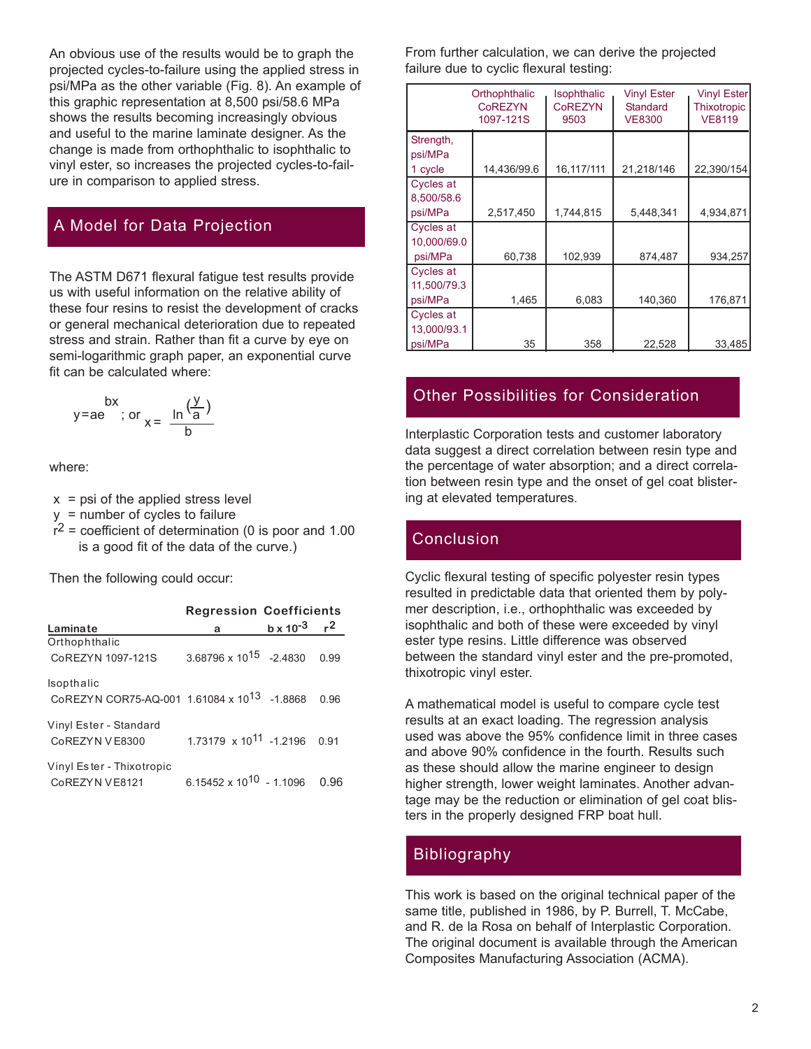An obvious use of the results would be to graph the projected cycles-to-failure using the applied stress in psi/MPa as the other variable (Fig. 8). An example of this graphic representation at 8,500 psi/58.6 MPa shows the results becoming increasingly obvious and useful to the marine laminate designer. As the change is made from orthophthalic to isophthalic to vinyl ester, so increases the projected cycles-to-failure in comparison to applied stress.

## A Model for Data Projection

The ASTM D671 flexural fatigue test results provide us with useful information on the relative ability of these four resins to resist the development of cracks or general mechanical deterioration due to repeated stress and strain. Rather than fit a curve by eye on semi-logarithmic graph paper, an exponential curve fit can be calculated where:

$$y = ae^{bx} \text{; or } x = \frac{\ln\left(\frac{y}{a}\right)}{b}$$

where:

- $x$ = psi of the applied stress level
- $y$ = number of cycles to failure
- $r^2$ = coefficient of determination (0 is poor and 1.00 is a good fit of the data of the curve.)

Then the following could occur:

| Laminate | Regression Coefficients a | $b \times 10^{-3}$ | $r^2$ |
|---|---|---|---|
| Orthophthalic CoREZYN 1097-121S | $3.68796 \times 10^{15}$ | -2.4830 | 0.99 |
| Isopthalic CoREZYN COR75-AQ-001 | $1.61084 \times 10^{13}$ | -1.8868 | 0.96 |
| Vinyl Ester - Standard CoREZYN VE8300 | $1.73179 \times 10^{11}$ | -1.2196 | 0.91 |
| Vinyl Ester - Thixotropic CoREZYN VE8121 | $6.15452 \times 10^{10}$ | - 1.1096 | 0.96 |

From further calculation, we can derive the projected failure due to cyclic flexural testing:

| | Orthophthalic CoREZYN 1097-121S | Isophthalic CoREZYN 9503 | Vinyl Ester Standard VE8300 | Vinyl Ester Thixotropic VE8119 |
|---|---|---|---|---|
| Strength, psi/MPa 1 cycle | 14,436/99.6 | 16,117/111 | 21,218/146 | 22,390/154 |
| Cycles at 8,500/58.6 psi/MPa | 2,517,450 | 1,744,815 | 5,448,341 | 4,934,871 |
| Cycles at 10,000/69.0 psi/MPa | 60,738 | 102,939 | 874,487 | 934,257 |
| Cycles at 11,500/79.3 psi/MPa | 1,465 | 6,083 | 140,360 | 176,871 |
| Cycles at 13,000/93.1 psi/MPa | 35 | 358 | 22,528 | 33,485 |

## Other Possibilities for Consideration

Interplastic Corporation tests and customer laboratory data suggest a direct correlation between resin type and the percentage of water absorption; and a direct correlation between resin type and the onset of gel coat blistering at elevated temperatures.

## Conclusion

Cyclic flexural testing of specific polyester resin types resulted in predictable data that oriented them by polymer description, i.e., orthophthalic was exceeded by isophthalic and both of these were exceeded by vinyl ester type resins. Little difference was observed between the standard vinyl ester and the pre-promoted, thixotropic vinyl ester.

A mathematical model is useful to compare cycle test results at an exact loading. The regression analysis used was above the 95% confidence limit in three cases and above 90% confidence in the fourth. Results such as these should allow the marine engineer to design higher strength, lower weight laminates. Another advantage may be the reduction or elimination of gel coat blisters in the properly designed FRP boat hull.

## Bibliography

This work is based on the original technical paper of the same title, published in 1986, by P. Burrell, T. McCabe, and R. de la Rosa on behalf of Interplastic Corporation. The original document is available through the American Composites Manufacturing Association (ACMA).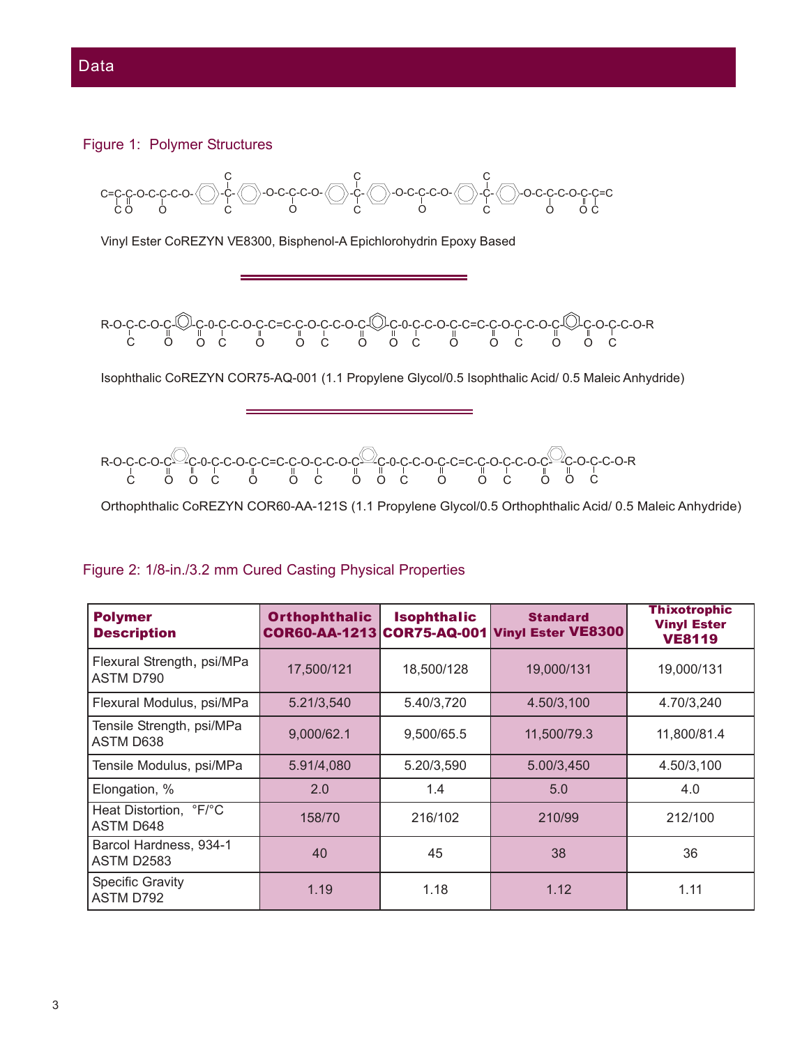## Data

### Figure 1: Polymer Structures

```
        C                 C                   C
C=C-C-O-C-C-C-O-(◯)-C-(◯)-O-C-C-C-O-(◯)-C-(◯)-O-C-C-C-O-(◯)-C-(◯)-O-C-C-C-O-C-C=C
  C O     O         C      O          C       O           C       O    O C
```

Vinyl Ester CoREZYN VE8300, Bisphenol-A Epichlorohydrin Epoxy Based

```
R-O-C-C-O-C-(◯)-C-0-C-C-O-C-C=C-C-O-C-C-O-C-(◯)-C-0-C-C-O-C-C=C-C-O-C-C-O-C-(◯)-C-O-C-C-O-R
    C     O     O C     O     O C     O     O C     O     O C     O     O C
```

Isophthalic CoREZYN COR75-AQ-001 (1.1 Propylene Glycol/0.5 Isophthalic Acid/ 0.5 Maleic Anhydride)

```
R-O-C-C-O-C-(◯)-C-0-C-C-O-C-C=C-C-O-C-C-O-C-(◯)-C-0-C-C-O-C-C=C-C-O-C-C-O-C-(◯)-C-O-C-C-O-R
    C     O  O  C     O     O C     O  O  C     O     O C     O  O  C
```

Orthophthalic CoREZYN COR60-AA-121S (1.1 Propylene Glycol/0.5 Orthophthalic Acid/ 0.5 Maleic Anhydride)

### Figure 2: 1/8-in./3.2 mm Cured Casting Physical Properties

| **Polymer Description** | **Orthophthalic COR60-AA-1213** | **Isophthalic COR75-AQ-001** | **Standard Vinyl Ester VE8300** | **Thixotrophic Vinyl Ester VE8119** |
|---|---|---|---|---|
| Flexural Strength, psi/MPa ASTM D790 | 17,500/121 | 18,500/128 | 19,000/131 | 19,000/131 |
| Flexural Modulus, psi/MPa | 5.21/3,540 | 5.40/3,720 | 4.50/3,100 | 4.70/3,240 |
| Tensile Strength, psi/MPa ASTM D638 | 9,000/62.1 | 9,500/65.5 | 11,500/79.3 | 11,800/81.4 |
| Tensile Modulus, psi/MPa | 5.91/4,080 | 5.20/3,590 | 5.00/3,450 | 4.50/3,100 |
| Elongation, % | 2.0 | 1.4 | 5.0 | 4.0 |
| Heat Distortion, °F/°C ASTM D648 | 158/70 | 216/102 | 210/99 | 212/100 |
| Barcol Hardness, 934-1 ASTM D2583 | 40 | 45 | 38 | 36 |
| Specific Gravity ASTM D792 | 1.19 | 1.18 | 1.12 | 1.11 |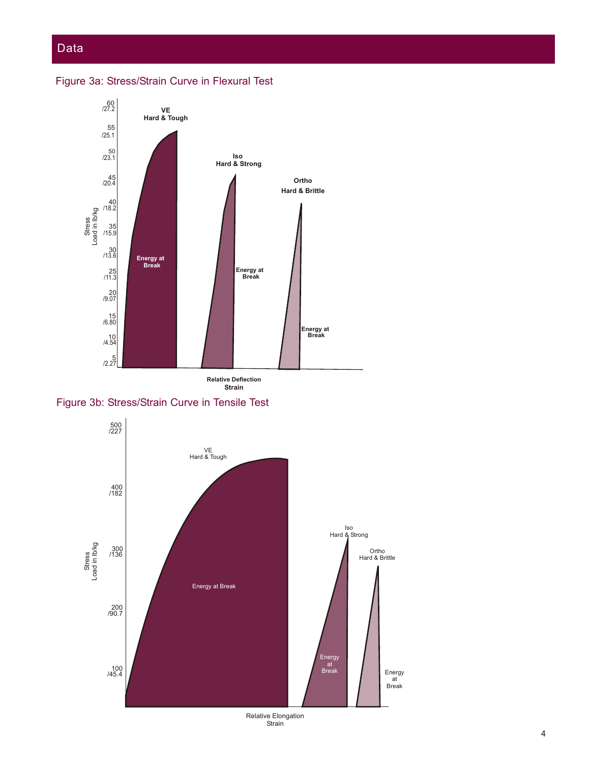## Data

Figure 3a: Stress/Strain Curve in Flexural Test

Figure 3b: Stress/Strain Curve in Tensile Test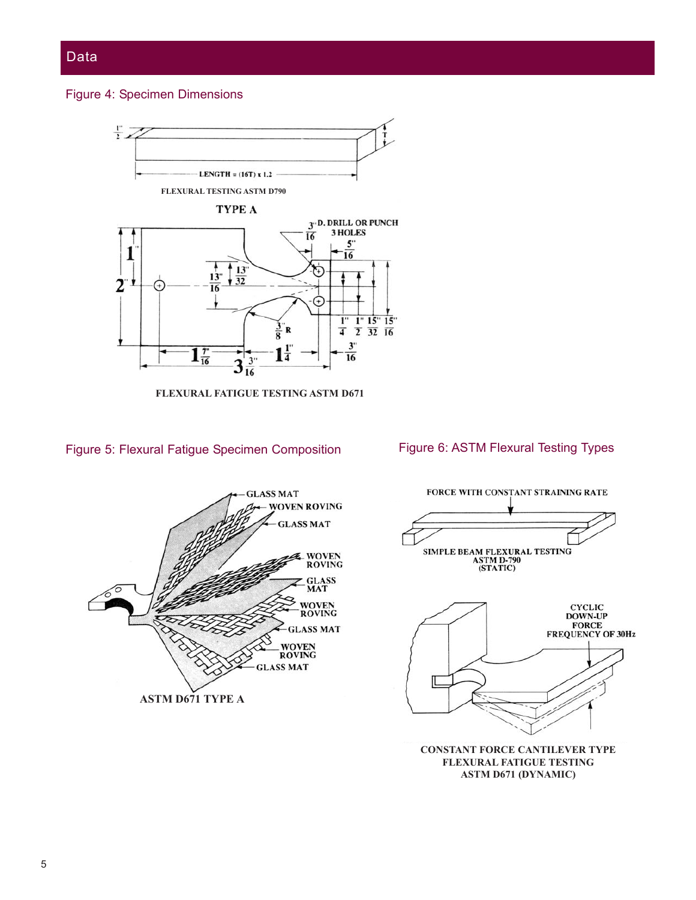## Data

Figure 4: Specimen Dimensions

Figure 5: Flexural Fatigue Specimen Composition

Figure 6: ASTM Flexural Testing Types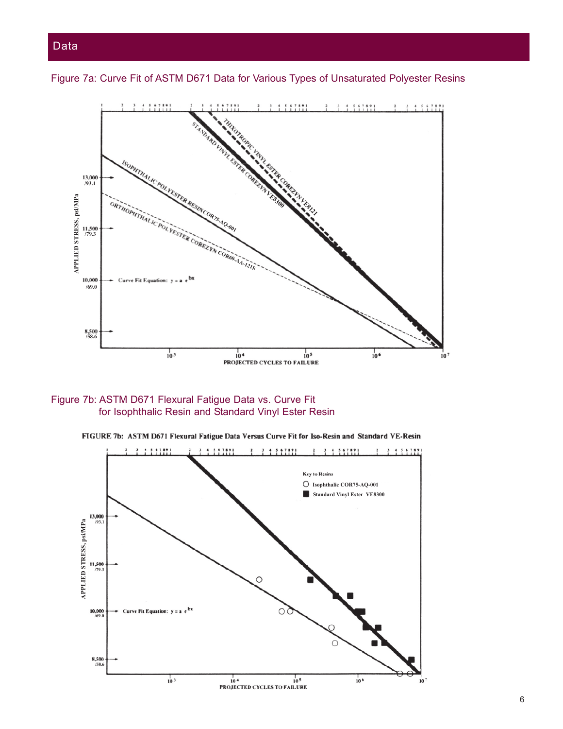## Data

Figure 7a: Curve Fit of ASTM D671 Data for Various Types of Unsaturated Polyester Resins

Figure 7b: ASTM D671 Flexural Fatigue Data vs. Curve Fit for Isophthalic Resin and Standard Vinyl Ester Resin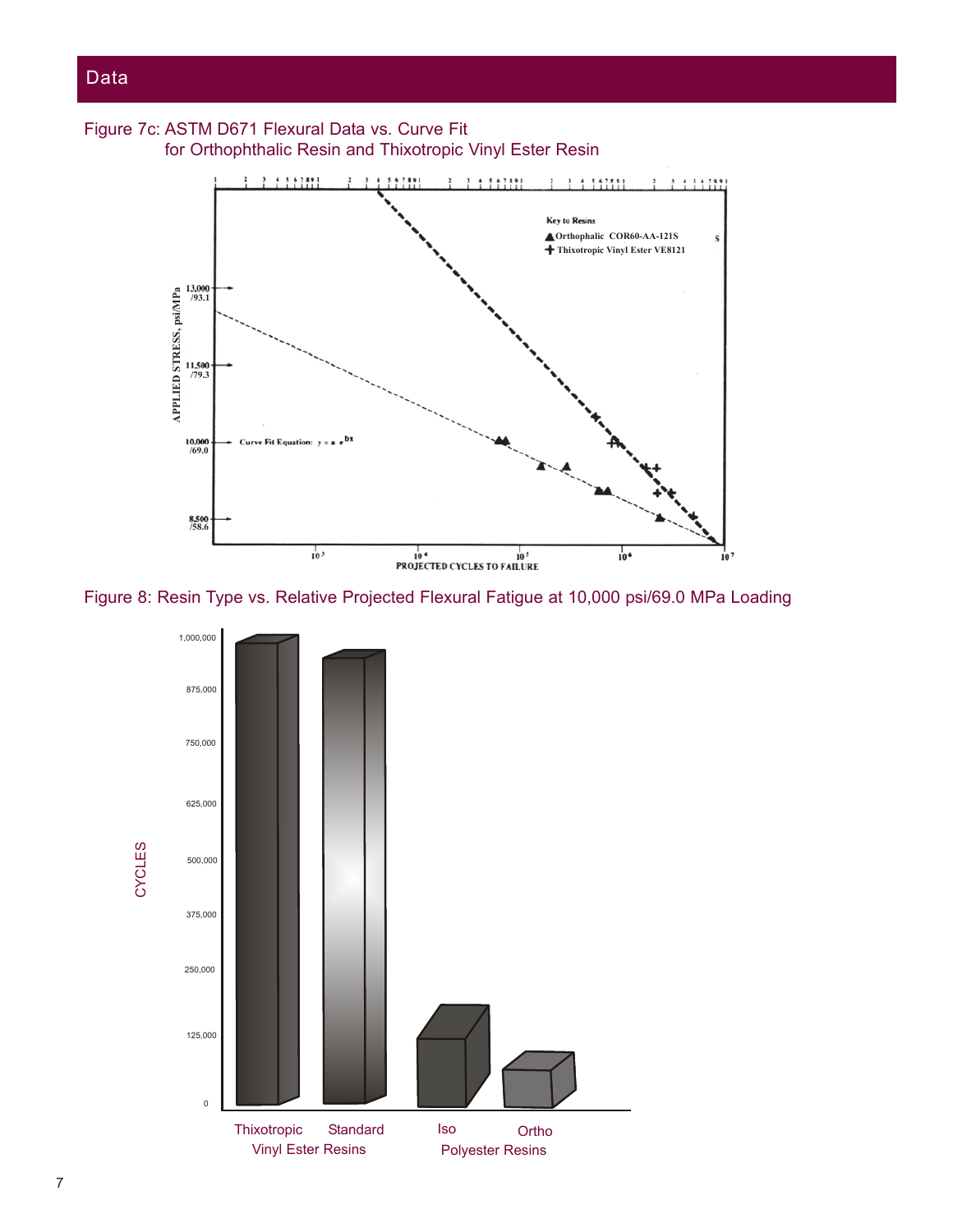## Data

Figure 7c: ASTM D671 Flexural Data vs. Curve Fit for Orthophthalic Resin and Thixotropic Vinyl Ester Resin

Figure 8: Resin Type vs. Relative Projected Flexural Fatigue at 10,000 psi/69.0 MPa Loading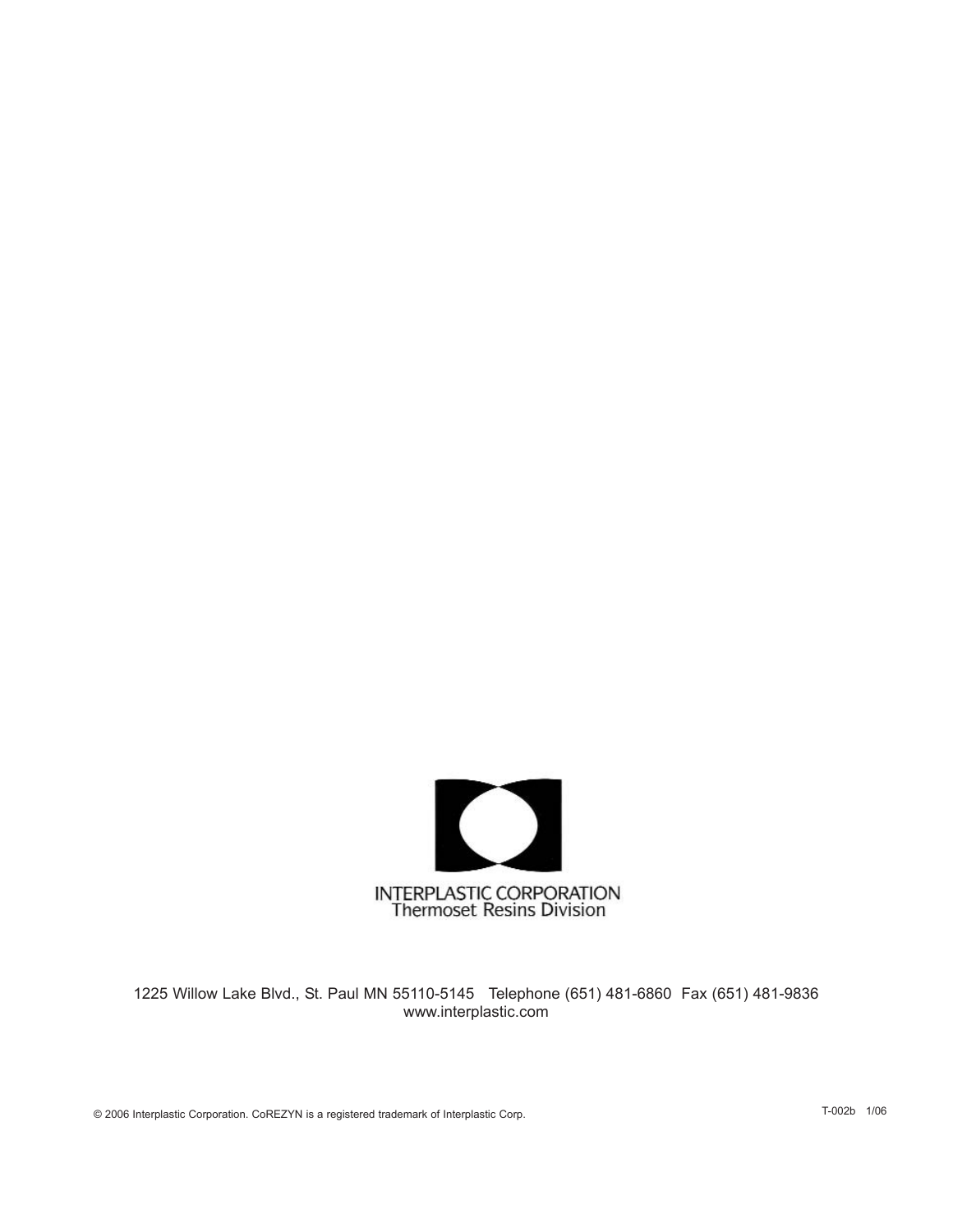INTERPLASTIC CORPORATION
Thermoset Resins Division

1225 Willow Lake Blvd., St. Paul MN 55110-5145 Telephone (651) 481-6860 Fax (651) 481-9836
www.interplastic.com

© 2006 Interplastic Corporation. CoREZYN is a registered trademark of Interplastic Corp.

T-002b 1/06